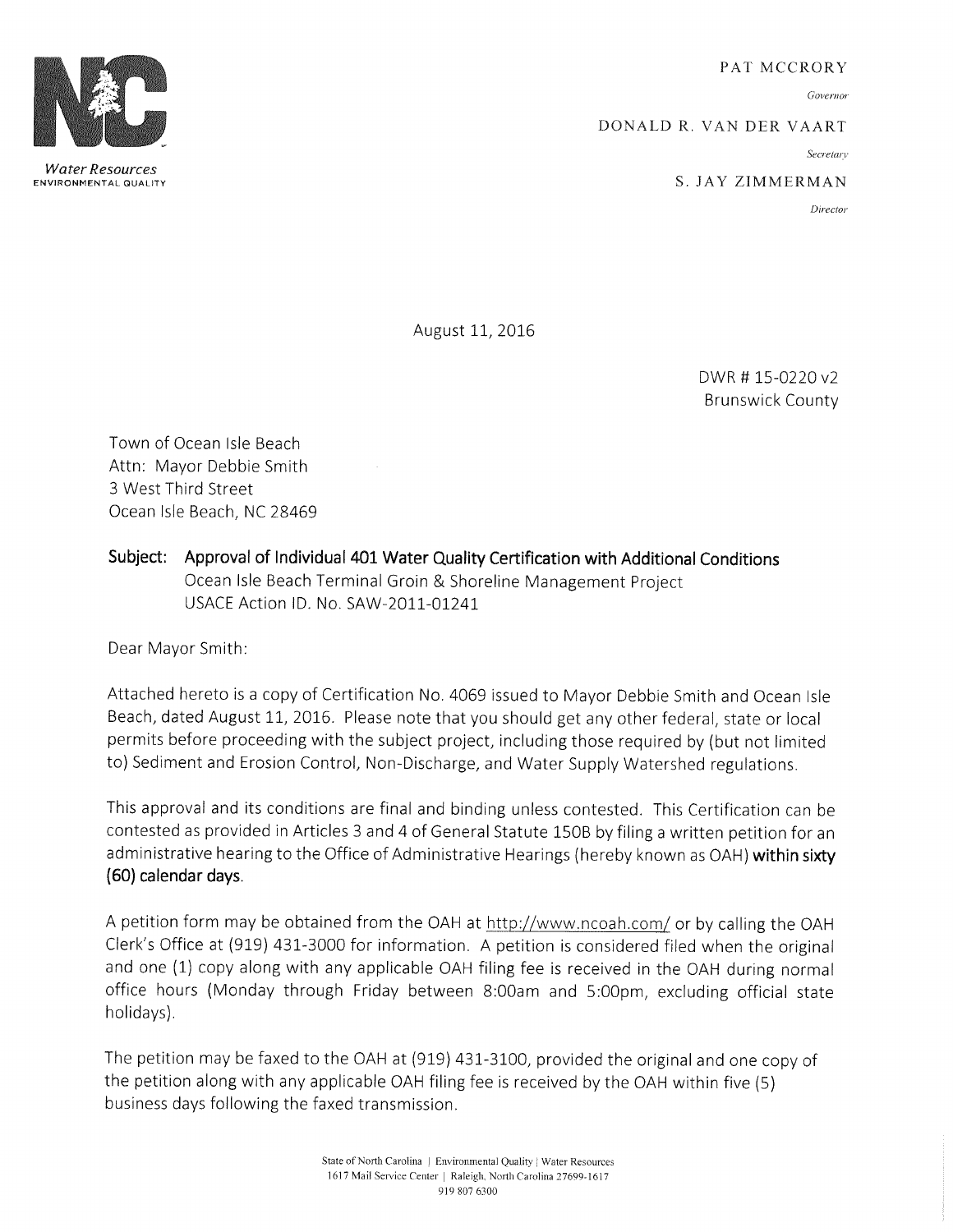Water Resources
ENVIRONMENTAL QUALITY

PAT MCCRORY
*Governor*

DONALD R. VAN DER VAART
*Secretary*

S. JAY ZIMMERMAN
*Director*

August 11, 2016

DWR # 15-0220 v2
Brunswick County

Town of Ocean Isle Beach
Attn: Mayor Debbie Smith
3 West Third Street
Ocean Isle Beach, NC 28469

**Subject: Approval of Individual 401 Water Quality Certification with Additional Conditions**
Ocean Isle Beach Terminal Groin & Shoreline Management Project
USACE Action ID. No. SAW-2011-01241

Dear Mayor Smith:

Attached hereto is a copy of Certification No. 4069 issued to Mayor Debbie Smith and Ocean Isle Beach, dated August 11, 2016. Please note that you should get any other federal, state or local permits before proceeding with the subject project, including those required by (but not limited to) Sediment and Erosion Control, Non-Discharge, and Water Supply Watershed regulations.

This approval and its conditions are final and binding unless contested. This Certification can be contested as provided in Articles 3 and 4 of General Statute 150B by filing a written petition for an administrative hearing to the Office of Administrative Hearings (hereby known as OAH) **within sixty (60) calendar days**.

A petition form may be obtained from the OAH at http://www.ncoah.com/ or by calling the OAH Clerk's Office at (919) 431-3000 for information. A petition is considered filed when the original and one (1) copy along with any applicable OAH filing fee is received in the OAH during normal office hours (Monday through Friday between 8:00am and 5:00pm, excluding official state holidays).

The petition may be faxed to the OAH at (919) 431-3100, provided the original and one copy of the petition along with any applicable OAH filing fee is received by the OAH within five (5) business days following the faxed transmission.

State of North Carolina | Environmental Quality | Water Resources
1617 Mail Service Center | Raleigh, North Carolina 27699-1617
919 807 6300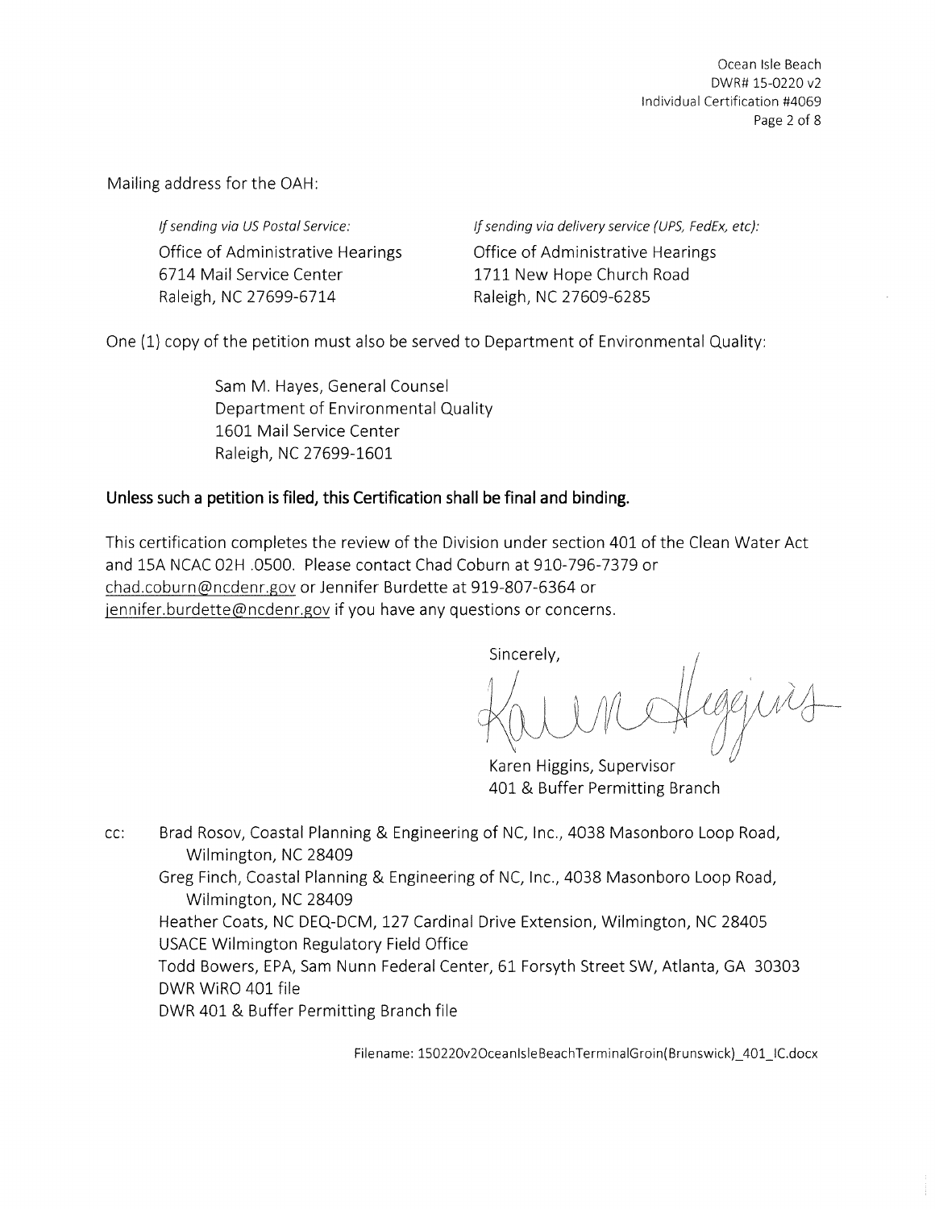Mailing address for the OAH:

| *If sending via US Postal Service:* | *If sending via delivery service (UPS, FedEx, etc):* |
|---|---|
| Office of Administrative Hearings<br>6714 Mail Service Center<br>Raleigh, NC 27699-6714 | Office of Administrative Hearings<br>1711 New Hope Church Road<br>Raleigh, NC 27609-6285 |

One (1) copy of the petition must also be served to Department of Environmental Quality:

> Sam M. Hayes, General Counsel
> Department of Environmental Quality
> 1601 Mail Service Center
> Raleigh, NC 27699-1601

**Unless such a petition is filed, this Certification shall be final and binding.**

This certification completes the review of the Division under section 401 of the Clean Water Act and 15A NCAC 02H .0500. Please contact Chad Coburn at 910-796-7379 or chad.coburn@ncdenr.gov or Jennifer Burdette at 919-807-6364 or jennifer.burdette@ncdenr.gov if you have any questions or concerns.

Sincerely,

Karen Higgins

Karen Higgins, Supervisor
401 & Buffer Permitting Branch

cc: Brad Rosov, Coastal Planning & Engineering of NC, Inc., 4038 Masonboro Loop Road, Wilmington, NC 28409
Greg Finch, Coastal Planning & Engineering of NC, Inc., 4038 Masonboro Loop Road, Wilmington, NC 28409
Heather Coats, NC DEQ-DCM, 127 Cardinal Drive Extension, Wilmington, NC 28405
USACE Wilmington Regulatory Field Office
Todd Bowers, EPA, Sam Nunn Federal Center, 61 Forsyth Street SW, Atlanta, GA 30303
DWR WiRO 401 file
DWR 401 & Buffer Permitting Branch file

Filename: 150220v2OceanIsleBeachTerminalGroin(Brunswick)_401_IC.docx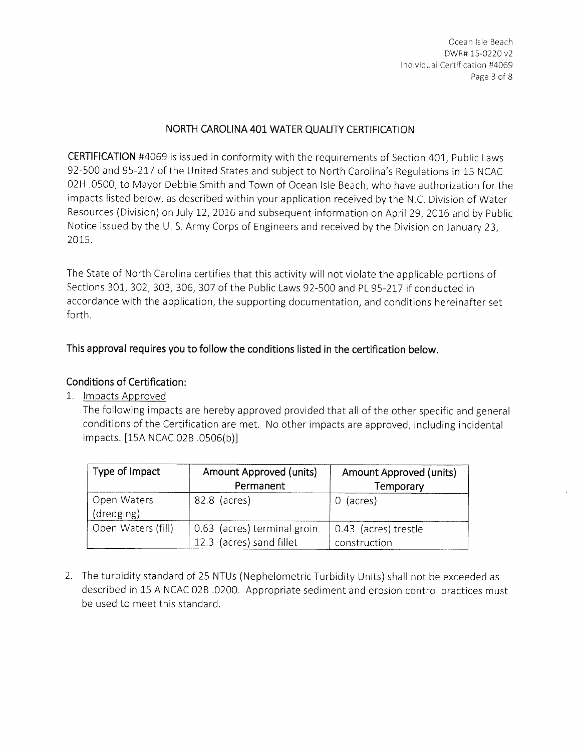## NORTH CAROLINA 401 WATER QUALITY CERTIFICATION

**CERTIFICATION** #4069 is issued in conformity with the requirements of Section 401, Public Laws 92-500 and 95-217 of the United States and subject to North Carolina's Regulations in 15 NCAC 02H .0500, to Mayor Debbie Smith and Town of Ocean Isle Beach, who have authorization for the impacts listed below, as described within your application received by the N.C. Division of Water Resources (Division) on July 12, 2016 and subsequent information on April 29, 2016 and by Public Notice issued by the U. S. Army Corps of Engineers and received by the Division on January 23, 2015.

The State of North Carolina certifies that this activity will not violate the applicable portions of Sections 301, 302, 303, 306, 307 of the Public Laws 92-500 and PL 95-217 if conducted in accordance with the application, the supporting documentation, and conditions hereinafter set forth.

**This approval requires you to follow the conditions listed in the certification below.**

### Conditions of Certification:

1. Impacts Approved

   The following impacts are hereby approved provided that all of the other specific and general conditions of the Certification are met. No other impacts are approved, including incidental impacts. [15A NCAC 02B .0506(b)]

| Type of Impact | Amount Approved (units) Permanent | Amount Approved (units) Temporary |
|---|---|---|
| Open Waters (dredging) | 82.8 (acres) | 0 (acres) |
| Open Waters (fill) | 0.63 (acres) terminal groin<br>12.3 (acres) sand fillet | 0.43 (acres) trestle construction |

2. The turbidity standard of 25 NTUs (Nephelometric Turbidity Units) shall not be exceeded as described in 15 A NCAC 02B .0200. Appropriate sediment and erosion control practices must be used to meet this standard.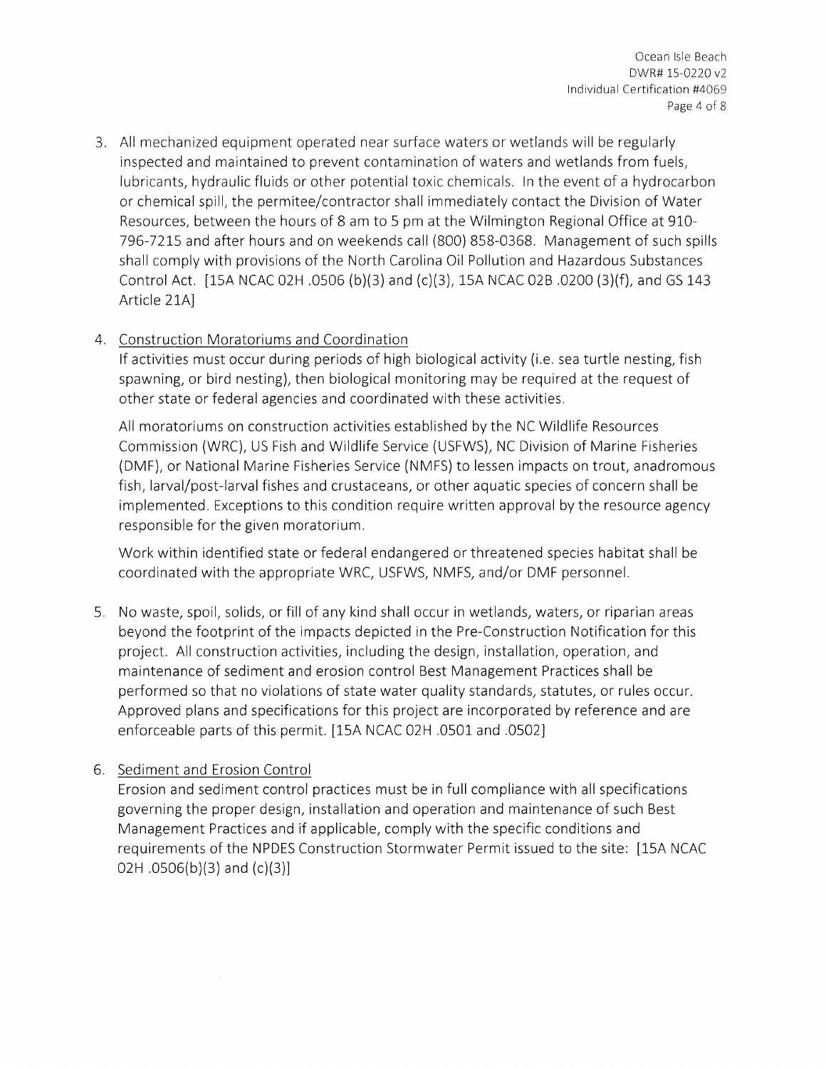3. All mechanized equipment operated near surface waters or wetlands will be regularly inspected and maintained to prevent contamination of waters and wetlands from fuels, lubricants, hydraulic fluids or other potential toxic chemicals. In the event of a hydrocarbon or chemical spill, the permitee/contractor shall immediately contact the Division of Water Resources, between the hours of 8 am to 5 pm at the Wilmington Regional Office at 910-796-7215 and after hours and on weekends call (800) 858-0368. Management of such spills shall comply with provisions of the North Carolina Oil Pollution and Hazardous Substances Control Act. [15A NCAC 02H .0506 (b)(3) and (c)(3), 15A NCAC 02B .0200 (3)(f), and GS 143 Article 21A]

4. <u>Construction Moratoriums and Coordination</u>

   If activities must occur during periods of high biological activity (i.e. sea turtle nesting, fish spawning, or bird nesting), then biological monitoring may be required at the request of other state or federal agencies and coordinated with these activities.

   All moratoriums on construction activities established by the NC Wildlife Resources Commission (WRC), US Fish and Wildlife Service (USFWS), NC Division of Marine Fisheries (DMF), or National Marine Fisheries Service (NMFS) to lessen impacts on trout, anadromous fish, larval/post-larval fishes and crustaceans, or other aquatic species of concern shall be implemented. Exceptions to this condition require written approval by the resource agency responsible for the given moratorium.

   Work within identified state or federal endangered or threatened species habitat shall be coordinated with the appropriate WRC, USFWS, NMFS, and/or DMF personnel.

5. No waste, spoil, solids, or fill of any kind shall occur in wetlands, waters, or riparian areas beyond the footprint of the impacts depicted in the Pre-Construction Notification for this project. All construction activities, including the design, installation, operation, and maintenance of sediment and erosion control Best Management Practices shall be performed so that no violations of state water quality standards, statutes, or rules occur. Approved plans and specifications for this project are incorporated by reference and are enforceable parts of this permit. [15A NCAC 02H .0501 and .0502]

6. <u>Sediment and Erosion Control</u>

   Erosion and sediment control practices must be in full compliance with all specifications governing the proper design, installation and operation and maintenance of such Best Management Practices and if applicable, comply with the specific conditions and requirements of the NPDES Construction Stormwater Permit issued to the site: [15A NCAC 02H .0506(b)(3) and (c)(3)]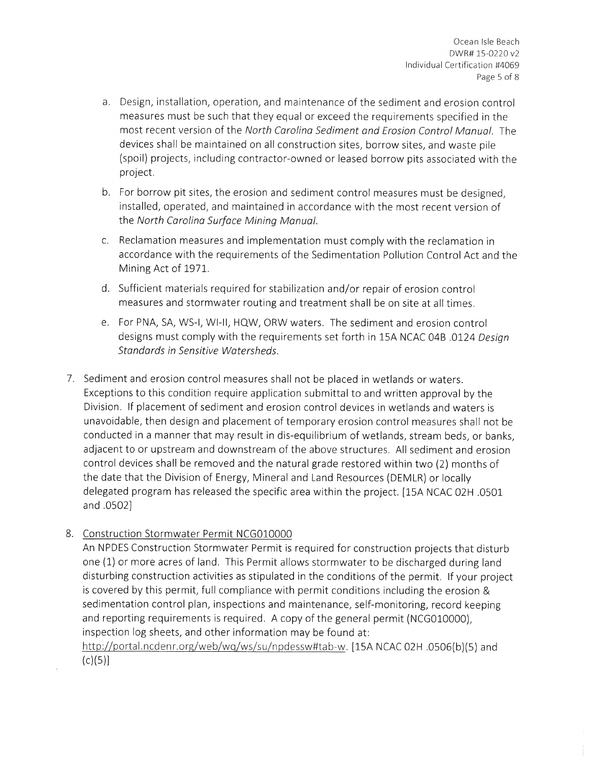a. Design, installation, operation, and maintenance of the sediment and erosion control measures must be such that they equal or exceed the requirements specified in the most recent version of the *North Carolina Sediment and Erosion Control Manual*. The devices shall be maintained on all construction sites, borrow sites, and waste pile (spoil) projects, including contractor-owned or leased borrow pits associated with the project.

b. For borrow pit sites, the erosion and sediment control measures must be designed, installed, operated, and maintained in accordance with the most recent version of the *North Carolina Surface Mining Manual*.

c. Reclamation measures and implementation must comply with the reclamation in accordance with the requirements of the Sedimentation Pollution Control Act and the Mining Act of 1971.

d. Sufficient materials required for stabilization and/or repair of erosion control measures and stormwater routing and treatment shall be on site at all times.

e. For PNA, SA, WS-I, WI-II, HQW, ORW waters. The sediment and erosion control designs must comply with the requirements set forth in 15A NCAC 04B .0124 *Design Standards in Sensitive Watersheds*.

7. Sediment and erosion control measures shall not be placed in wetlands or waters. Exceptions to this condition require application submittal to and written approval by the Division. If placement of sediment and erosion control devices in wetlands and waters is unavoidable, then design and placement of temporary erosion control measures shall not be conducted in a manner that may result in dis-equilibrium of wetlands, stream beds, or banks, adjacent to or upstream and downstream of the above structures. All sediment and erosion control devices shall be removed and the natural grade restored within two (2) months of the date that the Division of Energy, Mineral and Land Resources (DEMLR) or locally delegated program has released the specific area within the project. [15A NCAC 02H .0501 and .0502]

8. Construction Stormwater Permit NCG010000
An NPDES Construction Stormwater Permit is required for construction projects that disturb one (1) or more acres of land. This Permit allows stormwater to be discharged during land disturbing construction activities as stipulated in the conditions of the permit. If your project is covered by this permit, full compliance with permit conditions including the erosion & sedimentation control plan, inspections and maintenance, self-monitoring, record keeping and reporting requirements is required. A copy of the general permit (NCG010000), inspection log sheets, and other information may be found at: http://portal.ncdenr.org/web/wq/ws/su/npdessw#tab-w. [15A NCAC 02H .0506(b)(5) and (c)(5)]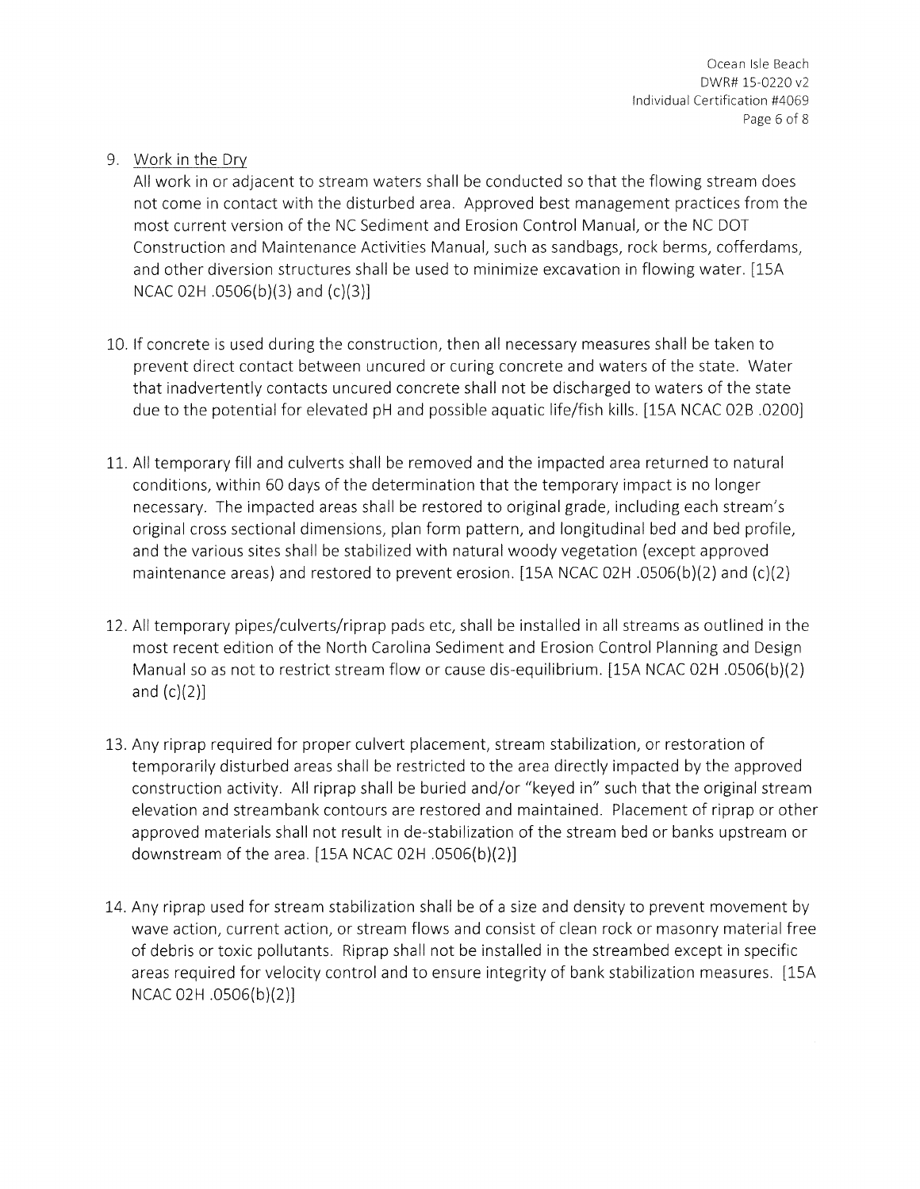9. Work in the Dry

   All work in or adjacent to stream waters shall be conducted so that the flowing stream does not come in contact with the disturbed area. Approved best management practices from the most current version of the NC Sediment and Erosion Control Manual, or the NC DOT Construction and Maintenance Activities Manual, such as sandbags, rock berms, cofferdams, and other diversion structures shall be used to minimize excavation in flowing water. [15A NCAC 02H .0506(b)(3) and (c)(3)]

10. If concrete is used during the construction, then all necessary measures shall be taken to prevent direct contact between uncured or curing concrete and waters of the state. Water that inadvertently contacts uncured concrete shall not be discharged to waters of the state due to the potential for elevated pH and possible aquatic life/fish kills. [15A NCAC 02B .0200]

11. All temporary fill and culverts shall be removed and the impacted area returned to natural conditions, within 60 days of the determination that the temporary impact is no longer necessary. The impacted areas shall be restored to original grade, including each stream's original cross sectional dimensions, plan form pattern, and longitudinal bed and bed profile, and the various sites shall be stabilized with natural woody vegetation (except approved maintenance areas) and restored to prevent erosion. [15A NCAC 02H .0506(b)(2) and (c)(2)

12. All temporary pipes/culverts/riprap pads etc, shall be installed in all streams as outlined in the most recent edition of the North Carolina Sediment and Erosion Control Planning and Design Manual so as not to restrict stream flow or cause dis-equilibrium. [15A NCAC 02H .0506(b)(2) and (c)(2)]

13. Any riprap required for proper culvert placement, stream stabilization, or restoration of temporarily disturbed areas shall be restricted to the area directly impacted by the approved construction activity. All riprap shall be buried and/or "keyed in" such that the original stream elevation and streambank contours are restored and maintained. Placement of riprap or other approved materials shall not result in de-stabilization of the stream bed or banks upstream or downstream of the area. [15A NCAC 02H .0506(b)(2)]

14. Any riprap used for stream stabilization shall be of a size and density to prevent movement by wave action, current action, or stream flows and consist of clean rock or masonry material free of debris or toxic pollutants. Riprap shall not be installed in the streambed except in specific areas required for velocity control and to ensure integrity of bank stabilization measures. [15A NCAC 02H .0506(b)(2)]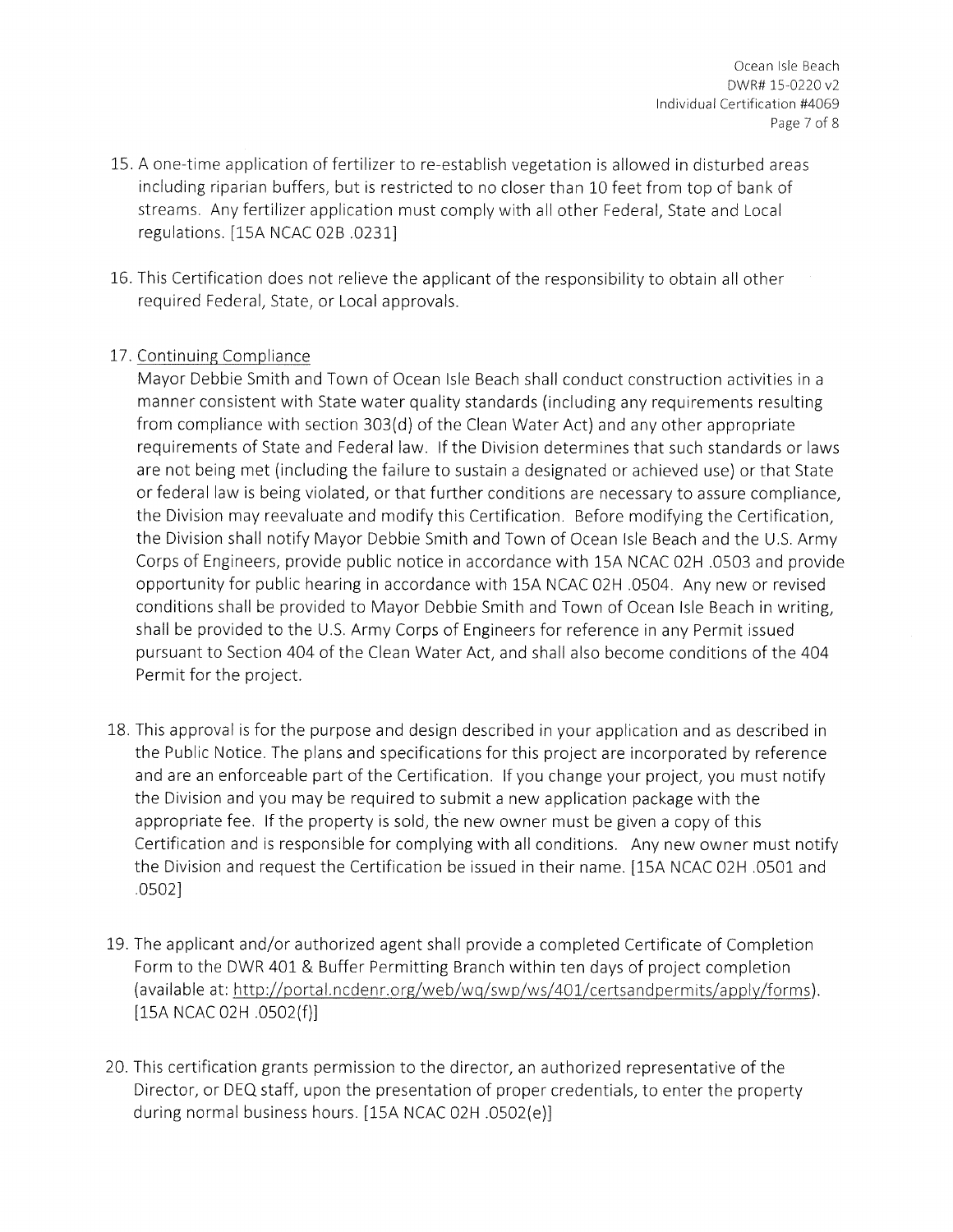15. A one-time application of fertilizer to re-establish vegetation is allowed in disturbed areas including riparian buffers, but is restricted to no closer than 10 feet from top of bank of streams. Any fertilizer application must comply with all other Federal, State and Local regulations. [15A NCAC 02B .0231]

16. This Certification does not relieve the applicant of the responsibility to obtain all other required Federal, State, or Local approvals.

17. Continuing Compliance
    Mayor Debbie Smith and Town of Ocean Isle Beach shall conduct construction activities in a manner consistent with State water quality standards (including any requirements resulting from compliance with section 303(d) of the Clean Water Act) and any other appropriate requirements of State and Federal law. If the Division determines that such standards or laws are not being met (including the failure to sustain a designated or achieved use) or that State or federal law is being violated, or that further conditions are necessary to assure compliance, the Division may reevaluate and modify this Certification. Before modifying the Certification, the Division shall notify Mayor Debbie Smith and Town of Ocean Isle Beach and the U.S. Army Corps of Engineers, provide public notice in accordance with 15A NCAC 02H .0503 and provide opportunity for public hearing in accordance with 15A NCAC 02H .0504. Any new or revised conditions shall be provided to Mayor Debbie Smith and Town of Ocean Isle Beach in writing, shall be provided to the U.S. Army Corps of Engineers for reference in any Permit issued pursuant to Section 404 of the Clean Water Act, and shall also become conditions of the 404 Permit for the project.

18. This approval is for the purpose and design described in your application and as described in the Public Notice. The plans and specifications for this project are incorporated by reference and are an enforceable part of the Certification. If you change your project, you must notify the Division and you may be required to submit a new application package with the appropriate fee. If the property is sold, the new owner must be given a copy of this Certification and is responsible for complying with all conditions. Any new owner must notify the Division and request the Certification be issued in their name. [15A NCAC 02H .0501 and .0502]

19. The applicant and/or authorized agent shall provide a completed Certificate of Completion Form to the DWR 401 & Buffer Permitting Branch within ten days of project completion (available at: http://portal.ncdenr.org/web/wq/swp/ws/401/certsandpermits/apply/forms). [15A NCAC 02H .0502(f)]

20. This certification grants permission to the director, an authorized representative of the Director, or DEQ staff, upon the presentation of proper credentials, to enter the property during normal business hours. [15A NCAC 02H .0502(e)]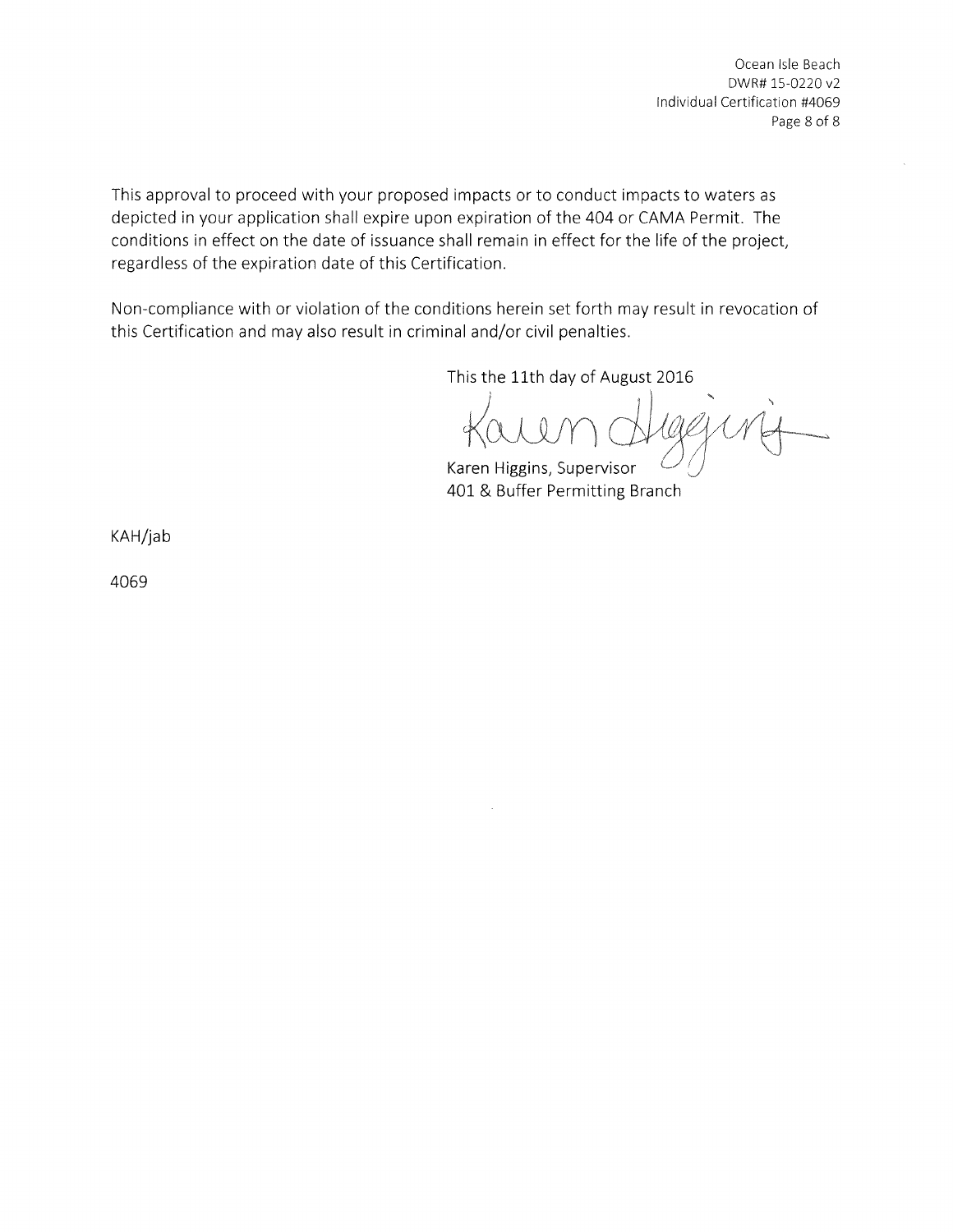This approval to proceed with your proposed impacts or to conduct impacts to waters as depicted in your application shall expire upon expiration of the 404 or CAMA Permit. The conditions in effect on the date of issuance shall remain in effect for the life of the project, regardless of the expiration date of this Certification.

Non-compliance with or violation of the conditions herein set forth may result in revocation of this Certification and may also result in criminal and/or civil penalties.

This the 11th day of August 2016

Karen Higgins, Supervisor
401 & Buffer Permitting Branch

KAH/jab

4069